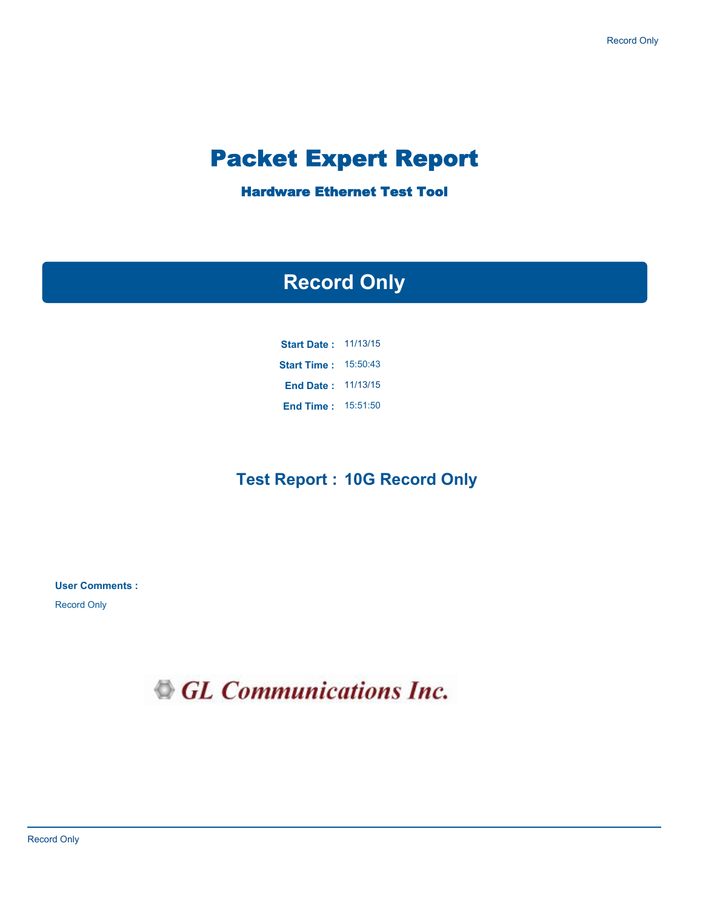# Packet Expert Report

### Hardware Ethernet Test Tool

## Record Only

**Start Date :** 11/13/15

**Start Time :** 15:50:43

**End Date :** 11/13/15

**End Time :** 15:51:50

## Test Report : 10G Record Only

**User Comments :**

Record Only

GL Communications Inc.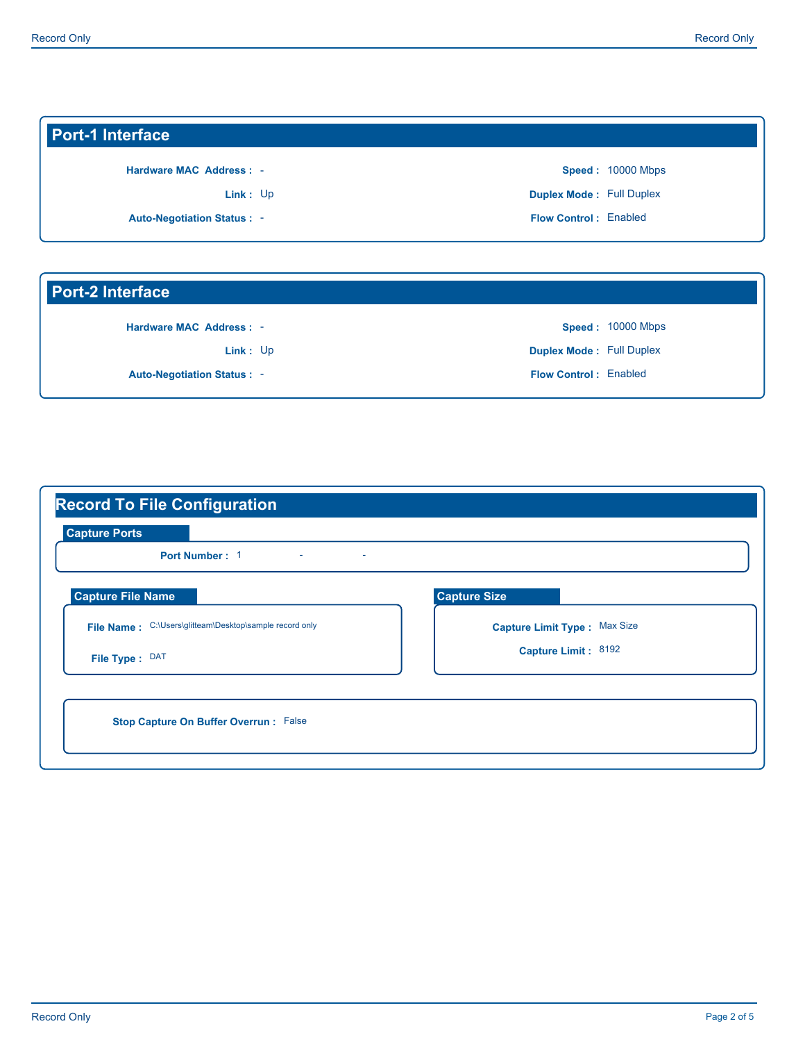## Port-1 Interface

**Hardware MAC Address :** -

**Link :** Up

**Auto-Negotiation Status :** -

**Speed :** 10000 Mbps

**Duplex Mode :** Full Duplex

**Flow Control :** Enabled

## Port-2 Interface

**Hardware MAC Address :** -

**Link :** Up

**Auto-Negotiation Status :** -

**Speed :** 10000 Mbps

**Duplex Mode :** Full Duplex

**Flow Control :** Enabled

## Record To File Configuration

### Capture Ports

**Port Number :** 1 - -

### Capture File Name

**File Name :** C:\Users\glitteam\Desktop\sample record only

**File Type :** DAT

### Capture Size

**Capture Limit Type :** Max Size

**Capture Limit :** 8192

**Stop Capture On Buffer Overrun :** False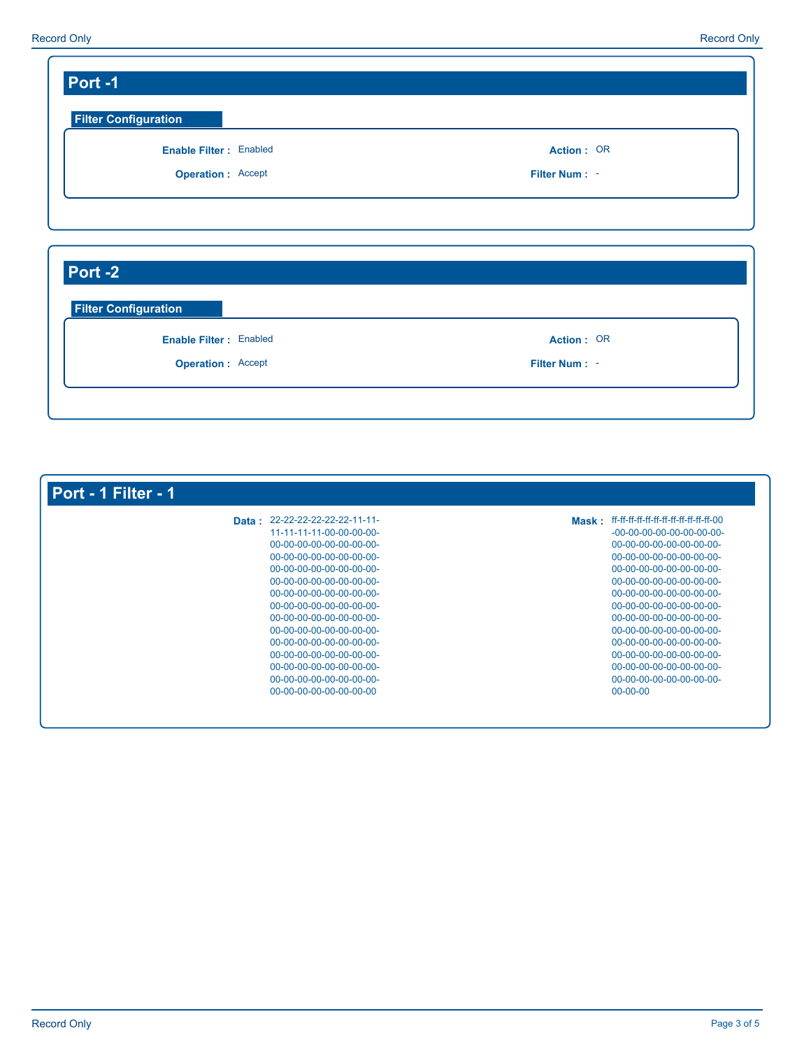## Port -1

### Filter Configuration

| | | | |
|---|---|---|---|
| **Enable Filter :** | Enabled | **Action :** | OR |
| **Operation :** | Accept | **Filter Num :** | - |

## Port -2

### Filter Configuration

| | | | |
|---|---|---|---|
| **Enable Filter :** | Enabled | **Action :** | OR |
| **Operation :** | Accept | **Filter Num :** | - |

## Port - 1 Filter - 1

**Data :** 22-22-22-22-22-22-11-11-11-11-11-11-00-00-00-00-00-00-00-00-00-00-00-00-00-00-00-00-00-00-00-00-00-00-00-00-00-00-00-00-00-00-00-00-00-00-00-00-00-00-00-00-00-00-00-00-00-00-00-00-00-00-00-00-00-00-00-00-00-00-00-00-00-00-00-00-00-00-00-00-00-00-00-00-00-00-00-00-00-00-00-00-00-00-00-00-00-00-00-00-00-00-00-00-00-00-00-00-00-00-00-00-00-00-00-00-00-00-00-00-00-00-00-00-00-00-00-00

**Mask :** ff-ff-ff-ff-ff-ff-ff-ff-ff-ff-ff-ff-00-00-00-00-00-00-00-00-00-00-00-00-00-00-00-00-00-00-00-00-00-00-00-00-00-00-00-00-00-00-00-00-00-00-00-00-00-00-00-00-00-00-00-00-00-00-00-00-00-00-00-00-00-00-00-00-00-00-00-00-00-00-00-00-00-00-00-00-00-00-00-00-00-00-00-00-00-00-00-00-00-00-00-00-00-00-00-00-00-00-00-00-00-00-00-00-00-00-00-00-00-00-00-00-00-00-00-00-00-00-00-00-00-00-00-00-00-00-00-00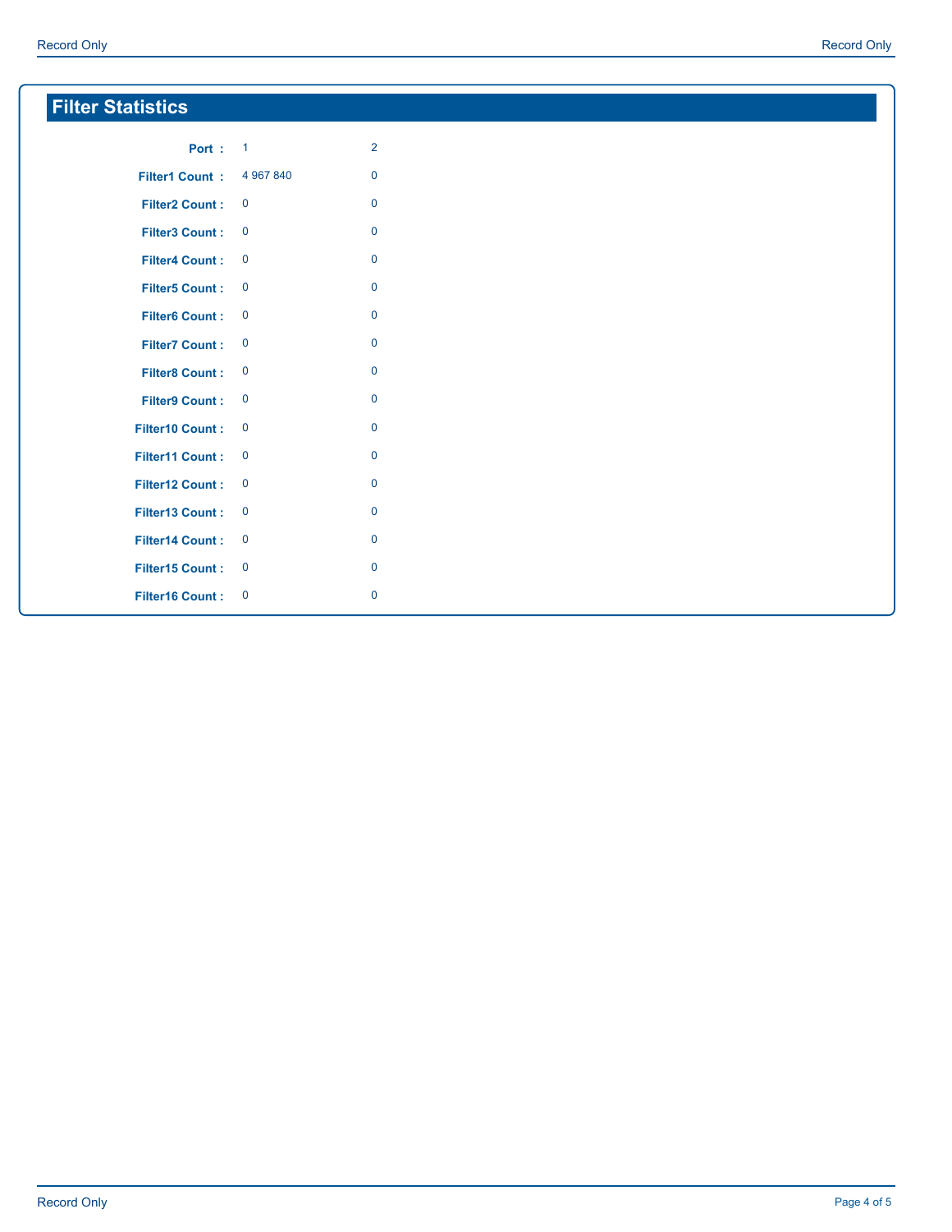## Filter Statistics

| Port : | 1 | 2 |
|---|---|---|
| Filter1 Count : | 4 967 840 | 0 |
| Filter2 Count : | 0 | 0 |
| Filter3 Count : | 0 | 0 |
| Filter4 Count : | 0 | 0 |
| Filter5 Count : | 0 | 0 |
| Filter6 Count : | 0 | 0 |
| Filter7 Count : | 0 | 0 |
| Filter8 Count : | 0 | 0 |
| Filter9 Count : | 0 | 0 |
| Filter10 Count : | 0 | 0 |
| Filter11 Count : | 0 | 0 |
| Filter12 Count : | 0 | 0 |
| Filter13 Count : | 0 | 0 |
| Filter14 Count : | 0 | 0 |
| Filter15 Count : | 0 | 0 |
| Filter16 Count : | 0 | 0 |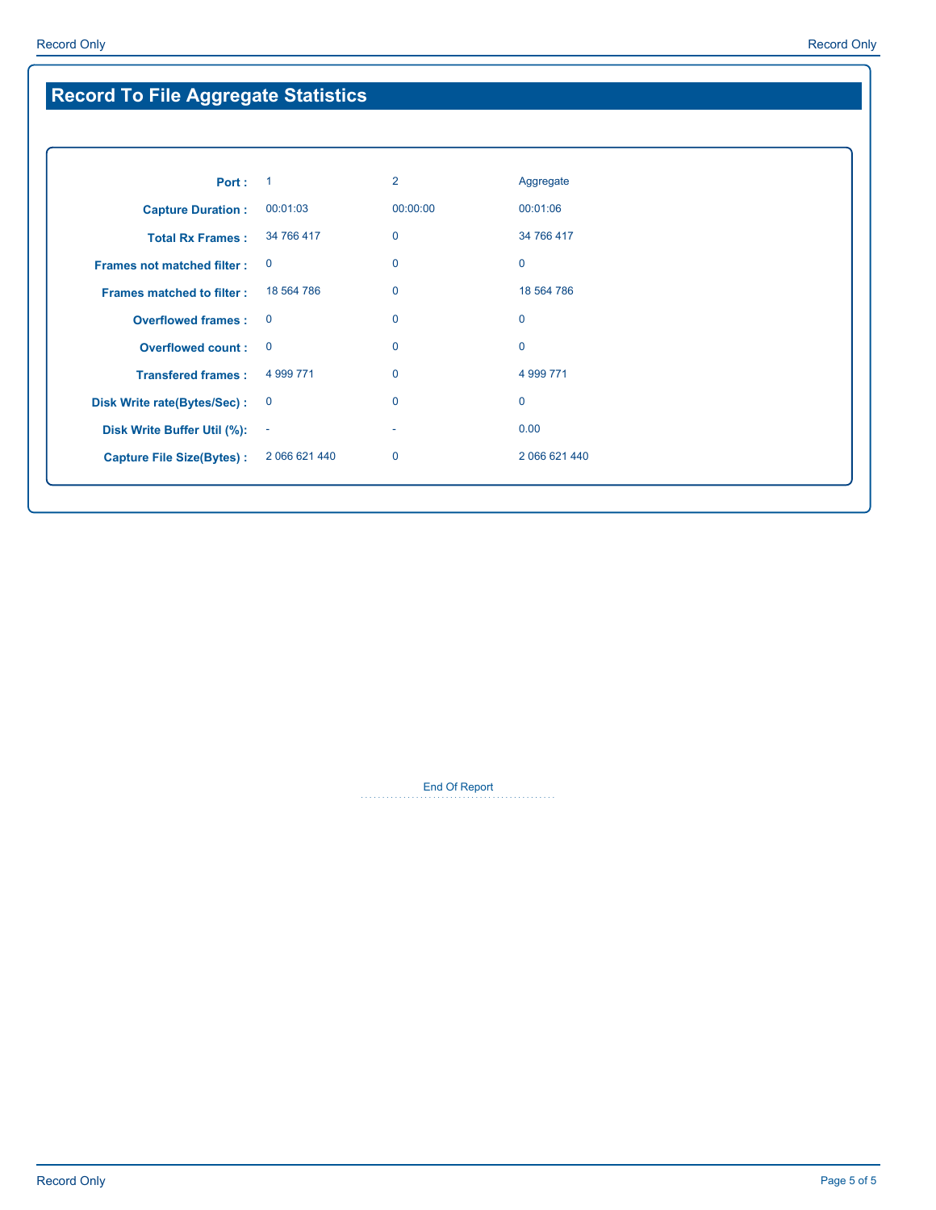# Record To File Aggregate Statistics

| Port : | 1 | 2 | Aggregate |
|---|---|---|---|
| Capture Duration : | 00:01:03 | 00:00:00 | 00:01:06 |
| Total Rx Frames : | 34 766 417 | 0 | 34 766 417 |
| Frames not matched filter : | 0 | 0 | 0 |
| Frames matched to filter : | 18 564 786 | 0 | 18 564 786 |
| Overflowed frames : | 0 | 0 | 0 |
| Overflowed count : | 0 | 0 | 0 |
| Transfered frames : | 4 999 771 | 0 | 4 999 771 |
| Disk Write rate(Bytes/Sec) : | 0 | 0 | 0 |
| Disk Write Buffer Util (%): | - | - | 0.00 |
| Capture File Size(Bytes) : | 2 066 621 440 | 0 | 2 066 621 440 |

End Of Report